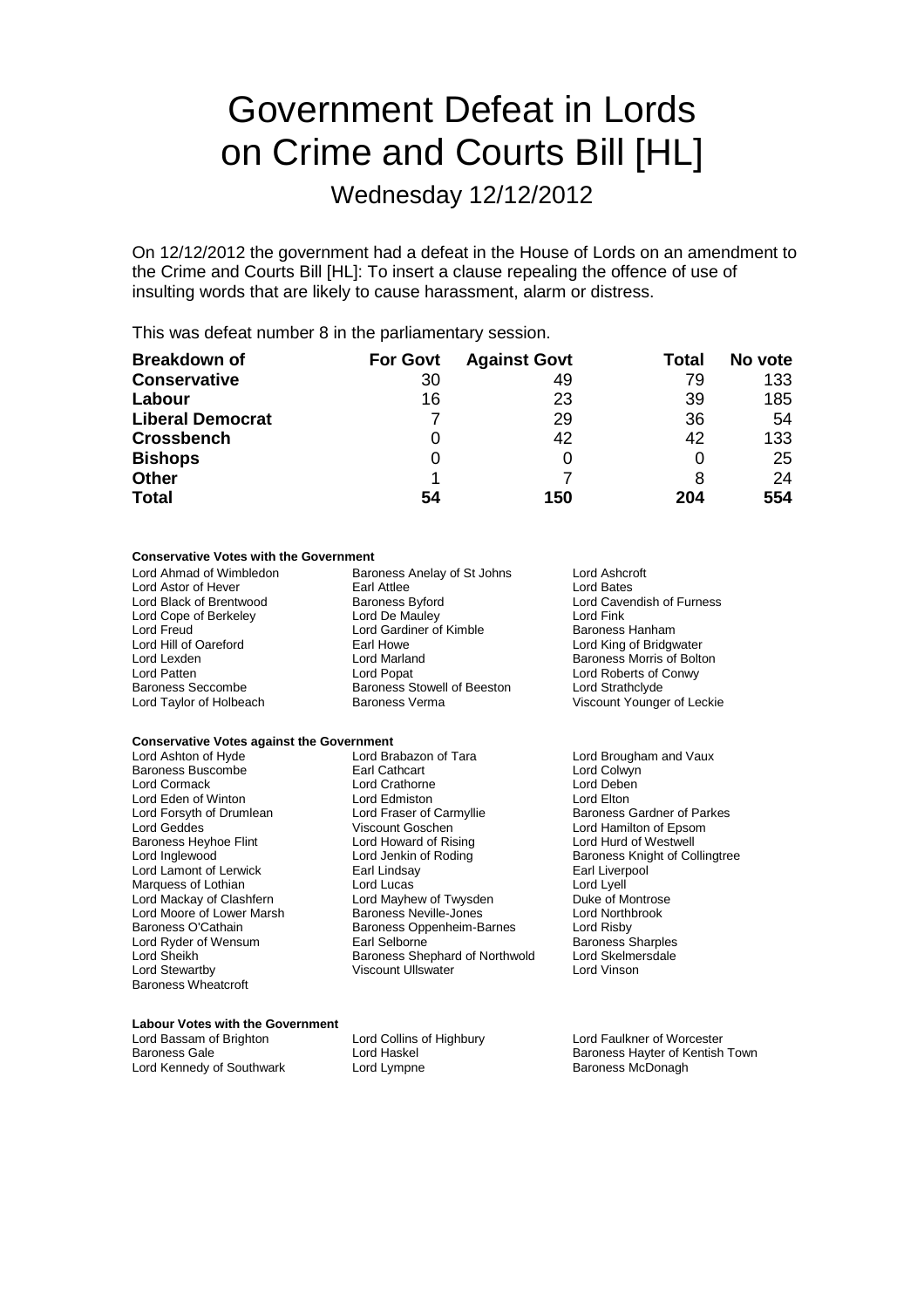# Government Defeat in Lords on Crime and Courts Bill [HL]

## Wednesday 12/12/2012

On 12/12/2012 the government had a defeat in the House of Lords on an amendment to the Crime and Courts Bill [HL]: To insert a clause repealing the offence of use of insulting words that are likely to cause harassment, alarm or distress.

This was defeat number 8 in the parliamentary session.

| Breakdown of | For Govt | Against Govt | Total | No vote |
|---|---|---|---|---|
| **Conservative** | 30 | 49 | 79 | 133 |
| **Labour** | 16 | 23 | 39 | 185 |
| **Liberal Democrat** | 7 | 29 | 36 | 54 |
| **Crossbench** | 0 | 42 | 42 | 133 |
| **Bishops** | 0 | 0 | 0 | 25 |
| **Other** | 1 | 7 | 8 | 24 |
| **Total** | **54** | **150** | **204** | **554** |

**Conservative Votes with the Government**

Lord Ahmad of Wimbledon
Baroness Anelay of St Johns
Lord Ashcroft
Lord Astor of Hever
Earl Attlee
Lord Bates
Lord Black of Brentwood
Baroness Byford
Lord Cavendish of Furness
Lord Cope of Berkeley
Lord De Mauley
Lord Fink
Lord Freud
Lord Gardiner of Kimble
Baroness Hanham
Lord Hill of Oareford
Earl Howe
Lord King of Bridgwater
Lord Lexden
Lord Marland
Baroness Morris of Bolton
Lord Patten
Lord Popat
Lord Roberts of Conwy
Baroness Seccombe
Baroness Stowell of Beeston
Lord Strathclyde
Lord Taylor of Holbeach
Baroness Verma
Viscount Younger of Leckie

**Conservative Votes against the Government**

Lord Ashton of Hyde
Lord Brabazon of Tara
Lord Brougham and Vaux
Baroness Buscombe
Earl Cathcart
Lord Colwyn
Lord Cormack
Lord Crathorne
Lord Deben
Lord Eden of Winton
Lord Edmiston
Lord Elton
Lord Forsyth of Drumlean
Lord Fraser of Carmyllie
Baroness Gardner of Parkes
Lord Geddes
Viscount Goschen
Lord Hamilton of Epsom
Baroness Heyhoe Flint
Lord Howard of Rising
Lord Hurd of Westwell
Lord Inglewood
Lord Jenkin of Roding
Baroness Knight of Collingtree
Lord Lamont of Lerwick
Earl Lindsay
Earl Liverpool
Marquess of Lothian
Lord Lucas
Lord Lyell
Lord Mackay of Clashfern
Lord Mayhew of Twysden
Duke of Montrose
Lord Moore of Lower Marsh
Baroness Neville-Jones
Lord Northbrook
Baroness O'Cathain
Baroness Oppenheim-Barnes
Lord Risby
Lord Ryder of Wensum
Earl Selborne
Baroness Sharples
Lord Sheikh
Baroness Shephard of Northwold
Lord Skelmersdale
Lord Stewartby
Viscount Ullswater
Lord Vinson
Baroness Wheatcroft

**Labour Votes with the Government**

Lord Bassam of Brighton
Lord Collins of Highbury
Lord Faulkner of Worcester
Baroness Gale
Lord Haskel
Baroness Hayter of Kentish Town
Lord Kennedy of Southwark
Lord Lympne
Baroness McDonagh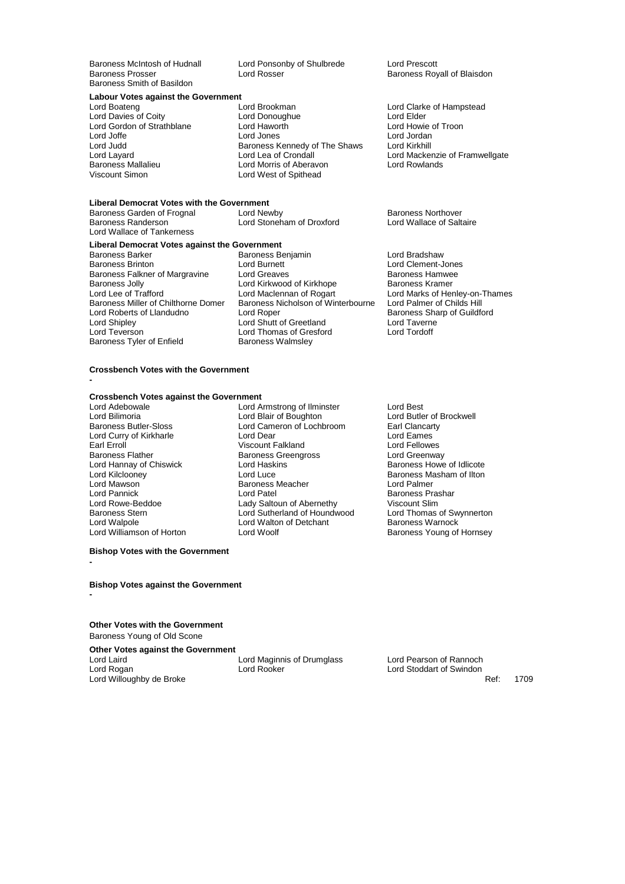Baroness McIntosh of Hudnall
Lord Ponsonby of Shulbrede
Lord Prescott
Baroness Prosser
Lord Rosser
Baroness Royall of Blaisdon
Baroness Smith of Basildon

**Labour Votes against the Government**

Lord Boateng
Lord Brookman
Lord Clarke of Hampstead
Lord Davies of Coity
Lord Donoughue
Lord Elder
Lord Gordon of Strathblane
Lord Haworth
Lord Howie of Troon
Lord Joffe
Lord Jones
Lord Jordan
Lord Judd
Baroness Kennedy of The Shaws
Lord Kirkhill
Lord Layard
Lord Lea of Crondall
Lord Mackenzie of Framwellgate
Baroness Mallalieu
Lord Morris of Aberavon
Lord Rowlands
Viscount Simon
Lord West of Spithead

**Liberal Democrat Votes with the Government**

Baroness Garden of Frognal
Lord Newby
Baroness Northover
Baroness Randerson
Lord Stoneham of Droxford
Lord Wallace of Saltaire
Lord Wallace of Tankerness

**Liberal Democrat Votes against the Government**

Baroness Barker
Baroness Benjamin
Lord Bradshaw
Baroness Brinton
Lord Burnett
Lord Clement-Jones
Baroness Falkner of Margravine
Lord Greaves
Baroness Hamwee
Baroness Jolly
Lord Kirkwood of Kirkhope
Baroness Kramer
Lord Lee of Trafford
Lord Maclennan of Rogart
Lord Marks of Henley-on-Thames
Baroness Miller of Chilthorne Domer
Baroness Nicholson of Winterbourne
Lord Palmer of Childs Hill
Lord Roberts of Llandudno
Lord Roper
Baroness Sharp of Guildford
Lord Shipley
Lord Shutt of Greetland
Lord Taverne
Lord Teverson
Lord Thomas of Gresford
Lord Tordoff
Baroness Tyler of Enfield
Baroness Walmsley

**Crossbench Votes with the Government**

-

**Crossbench Votes against the Government**

Lord Adebowale
Lord Armstrong of Ilminster
Lord Best
Lord Bilimoria
Lord Blair of Boughton
Lord Butler of Brockwell
Baroness Butler-Sloss
Lord Cameron of Lochbroom
Earl Clancarty
Lord Curry of Kirkharle
Lord Dear
Lord Eames
Earl Erroll
Viscount Falkland
Lord Fellowes
Baroness Flather
Baroness Greengross
Lord Greenway
Lord Hannay of Chiswick
Lord Haskins
Baroness Howe of Idlicote
Lord Kilclooney
Lord Luce
Baroness Masham of Ilton
Lord Mawson
Baroness Meacher
Lord Palmer
Lord Pannick
Lord Patel
Baroness Prashar
Lord Rowe-Beddoe
Lady Saltoun of Abernethy
Viscount Slim
Baroness Stern
Lord Sutherland of Houndwood
Lord Thomas of Swynnerton
Lord Walpole
Lord Walton of Detchant
Baroness Warnock
Lord Williamson of Horton
Lord Woolf
Baroness Young of Hornsey

**Bishop Votes with the Government**

-

**Bishop Votes against the Government**

-

**Other Votes with the Government**

Baroness Young of Old Scone

**Other Votes against the Government**

Lord Laird
Lord Maginnis of Drumglass
Lord Pearson of Rannoch
Lord Rogan
Lord Rooker
Lord Stoddart of Swindon
Lord Willoughby de Broke

Ref: 1709